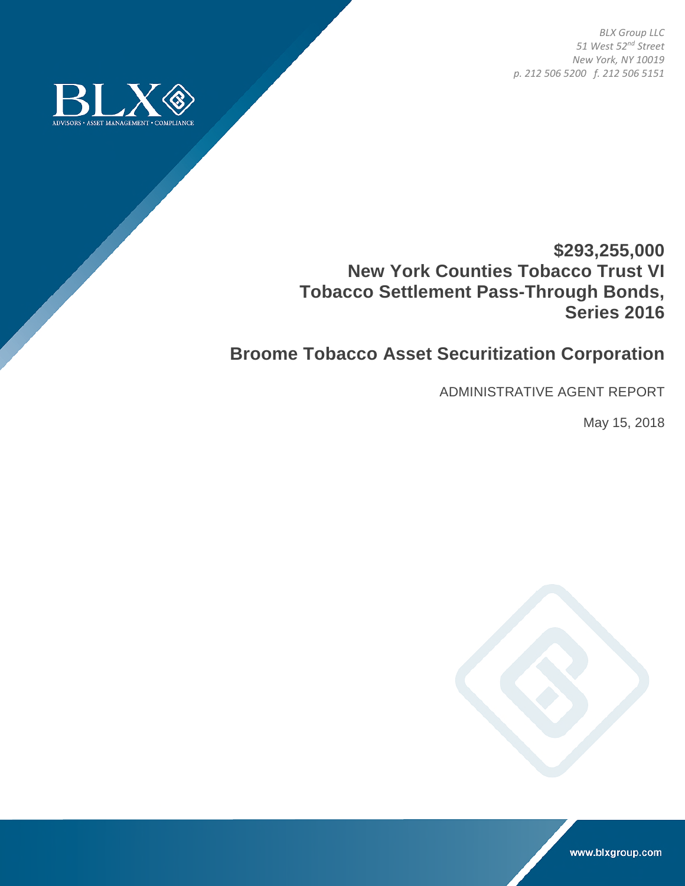*BLX Group LLC*
*51 West 52nd Street*
*New York, NY 10019*
*p. 212 506 5200 f. 212 506 5151*

BLX

ADVISORS • ASSET MANAGEMENT • COMPLIANCE

# $293,255,000 New York Counties Tobacco Trust VI Tobacco Settlement Pass-Through Bonds, Series 2016

## Broome Tobacco Asset Securitization Corporation

ADMINISTRATIVE AGENT REPORT

May 15, 2018

www.blxgroup.com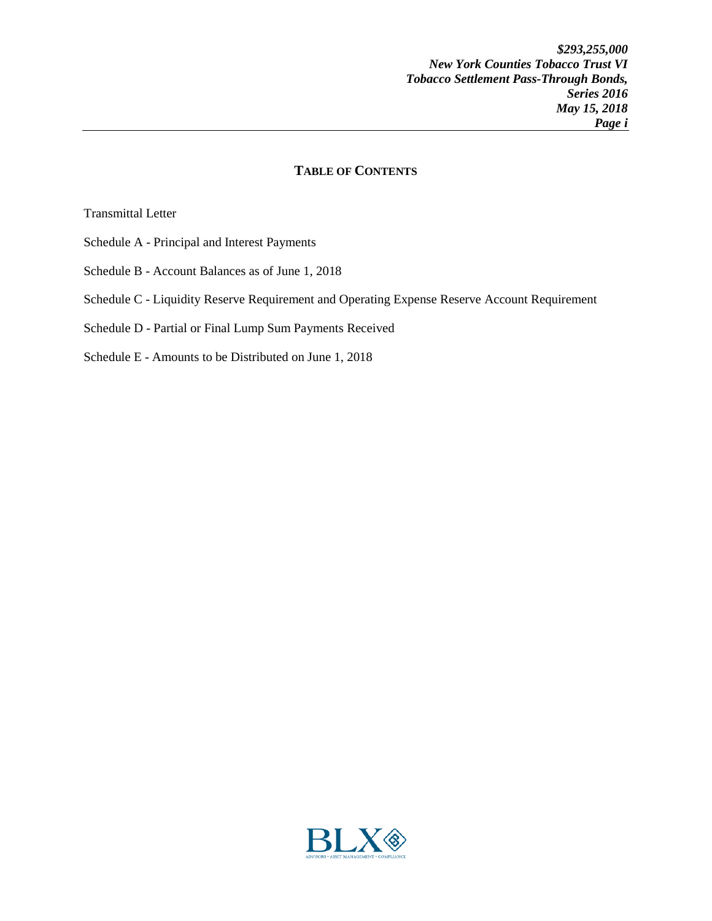## TABLE OF CONTENTS

Transmittal Letter

Schedule A - Principal and Interest Payments

Schedule B - Account Balances as of June 1, 2018

Schedule C - Liquidity Reserve Requirement and Operating Expense Reserve Account Requirement

Schedule D - Partial or Final Lump Sum Payments Received

Schedule E - Amounts to be Distributed on June 1, 2018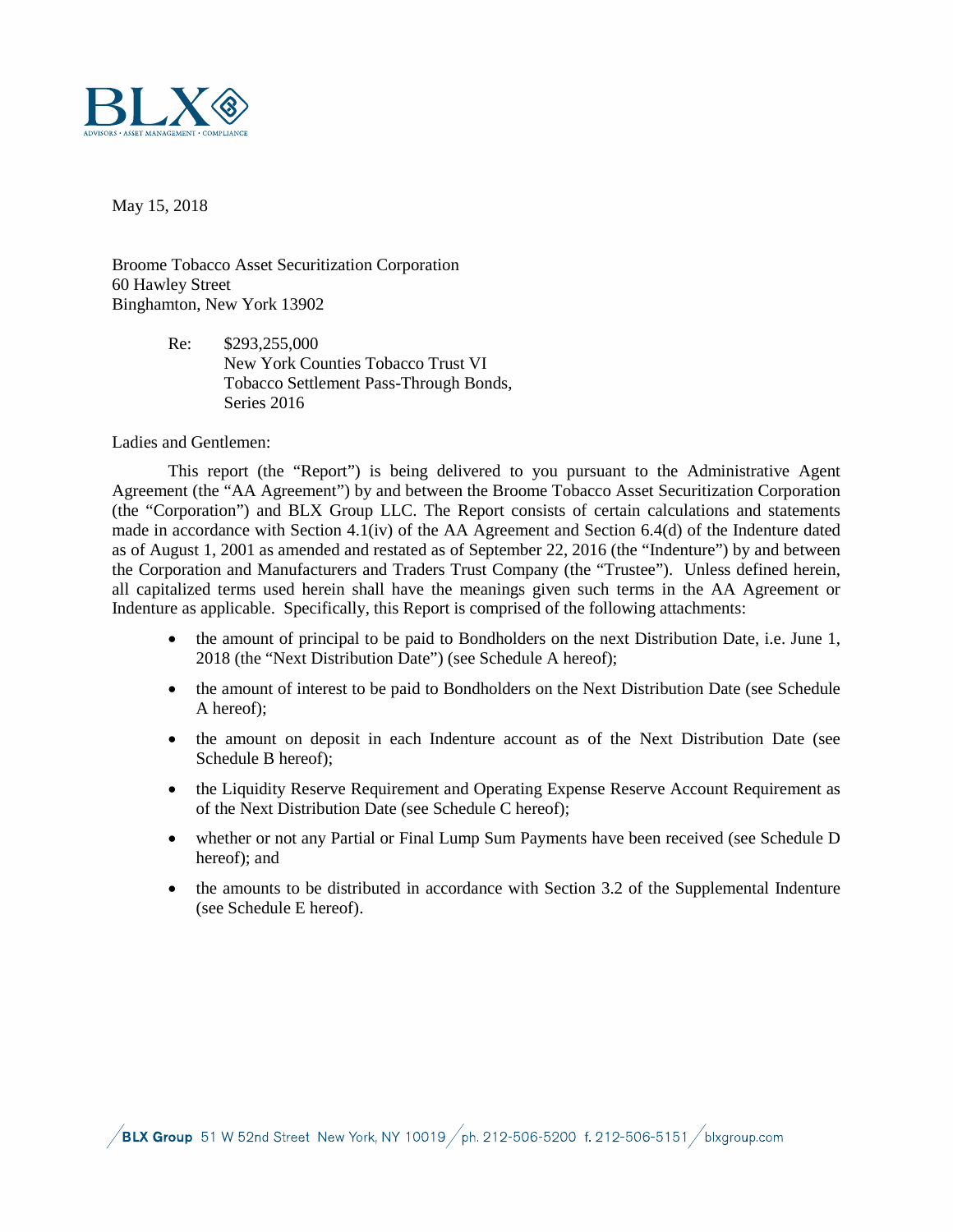May 15, 2018

Broome Tobacco Asset Securitization Corporation
60 Hawley Street
Binghamton, New York 13902

Re: $293,255,000
New York Counties Tobacco Trust VI
Tobacco Settlement Pass-Through Bonds,
Series 2016

Ladies and Gentlemen:

This report (the "Report") is being delivered to you pursuant to the Administrative Agent Agreement (the "AA Agreement") by and between the Broome Tobacco Asset Securitization Corporation (the "Corporation") and BLX Group LLC. The Report consists of certain calculations and statements made in accordance with Section 4.1(iv) of the AA Agreement and Section 6.4(d) of the Indenture dated as of August 1, 2001 as amended and restated as of September 22, 2016 (the "Indenture") by and between the Corporation and Manufacturers and Traders Trust Company (the "Trustee"). Unless defined herein, all capitalized terms used herein shall have the meanings given such terms in the AA Agreement or Indenture as applicable. Specifically, this Report is comprised of the following attachments:

- the amount of principal to be paid to Bondholders on the next Distribution Date, i.e. June 1, 2018 (the "Next Distribution Date") (see Schedule A hereof);
- the amount of interest to be paid to Bondholders on the Next Distribution Date (see Schedule A hereof);
- the amount on deposit in each Indenture account as of the Next Distribution Date (see Schedule B hereof);
- the Liquidity Reserve Requirement and Operating Expense Reserve Account Requirement as of the Next Distribution Date (see Schedule C hereof);
- whether or not any Partial or Final Lump Sum Payments have been received (see Schedule D hereof); and
- the amounts to be distributed in accordance with Section 3.2 of the Supplemental Indenture (see Schedule E hereof).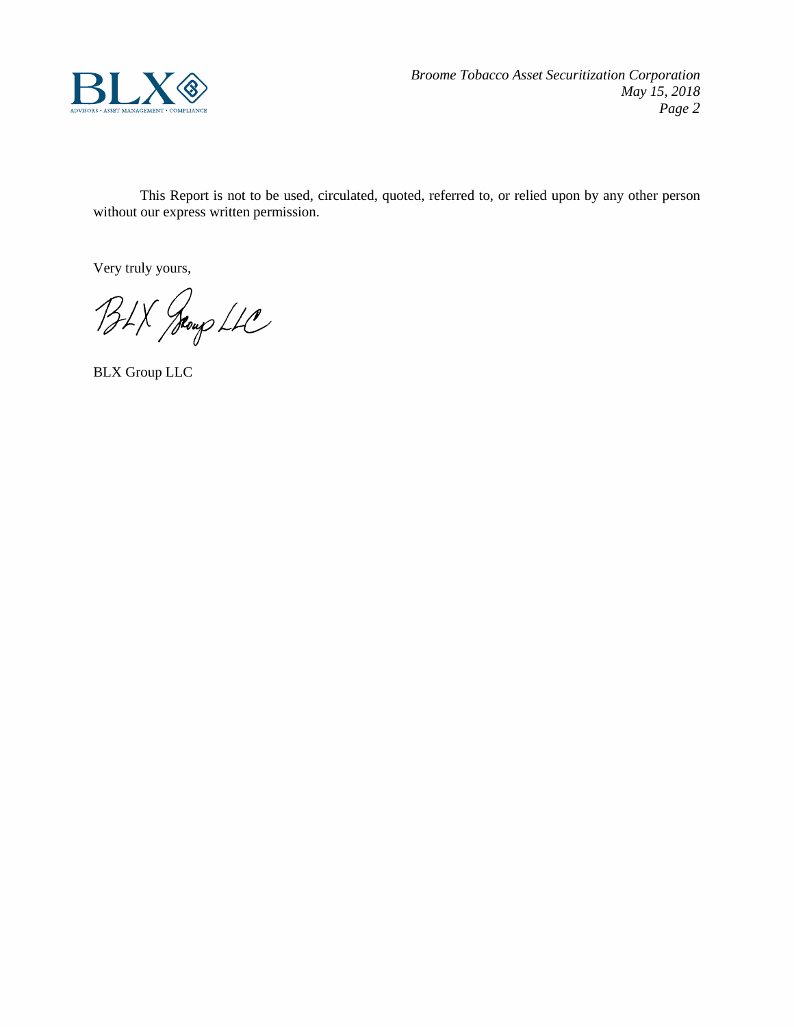This Report is not to be used, circulated, quoted, referred to, or relied upon by any other person without our express written permission.

Very truly yours,

BLX Group LLC

BLX Group LLC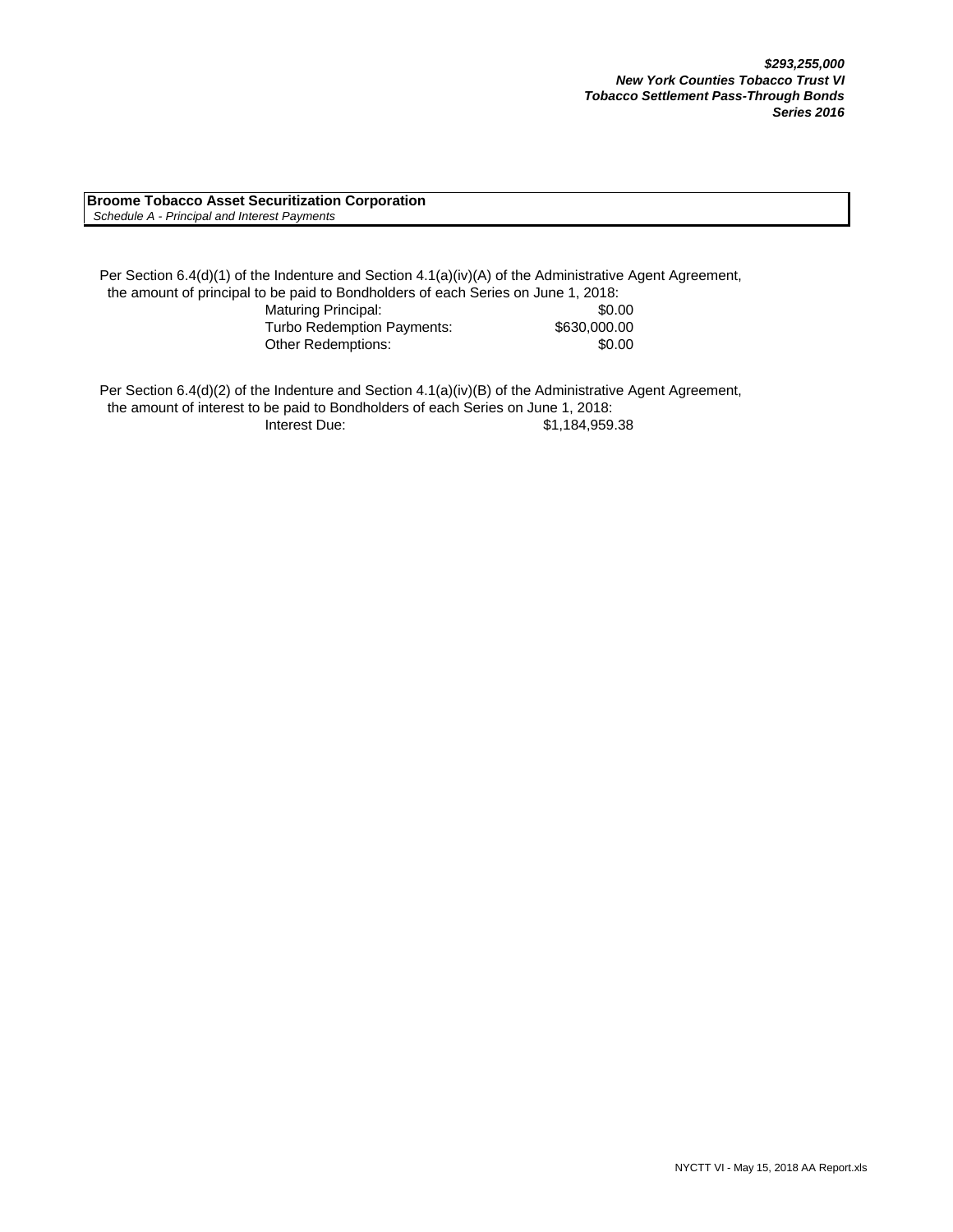***$293,255,000***
***New York Counties Tobacco Trust VI***
***Tobacco Settlement Pass-Through Bonds***
***Series 2016***

**Broome Tobacco Asset Securitization Corporation**
*Schedule A - Principal and Interest Payments*

Per Section 6.4(d)(1) of the Indenture and Section 4.1(a)(iv)(A) of the Administrative Agent Agreement, the amount of principal to be paid to Bondholders of each Series on June 1, 2018:

| | |
|---|---|
| Maturing Principal: | $0.00 |
| Turbo Redemption Payments: | $630,000.00 |
| Other Redemptions: | $0.00 |

Per Section 6.4(d)(2) of the Indenture and Section 4.1(a)(iv)(B) of the Administrative Agent Agreement, the amount of interest to be paid to Bondholders of each Series on June 1, 2018:

| | |
|---|---|
| Interest Due: | $1,184,959.38 |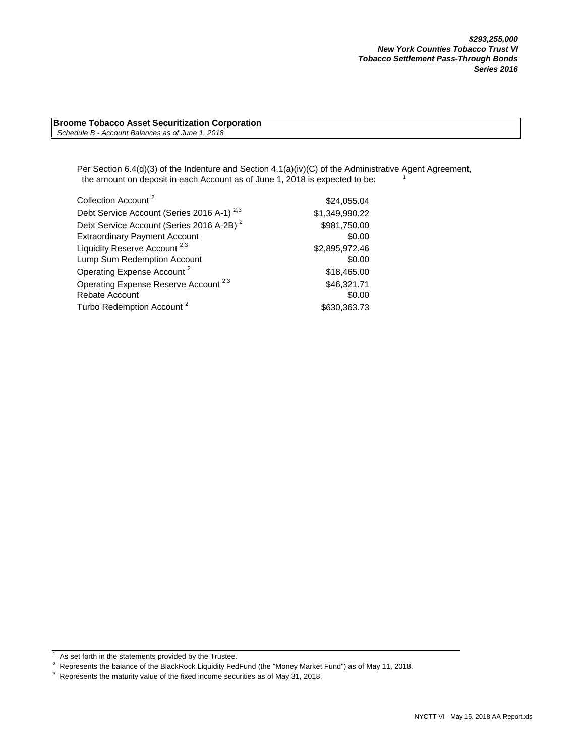***$293,255,000***
***New York Counties Tobacco Trust VI***
***Tobacco Settlement Pass-Through Bonds***
***Series 2016***

**Broome Tobacco Asset Securitization Corporation**
*Schedule B - Account Balances as of June 1, 2018*

Per Section 6.4(d)(3) of the Indenture and Section 4.1(a)(iv)(C) of the Administrative Agent Agreement, the amount on deposit in each Account as of June 1, 2018 is expected to be: [1]

| Account | Amount |
|---|---|
| Collection Account [2] | $24,055.04 |
| Debt Service Account (Series 2016 A-1) [2,3] | $1,349,990.22 |
| Debt Service Account (Series 2016 A-2B) [2] | $981,750.00 |
| Extraordinary Payment Account | $0.00 |
| Liquidity Reserve Account [2,3] | $2,895,972.46 |
| Lump Sum Redemption Account | $0.00 |
| Operating Expense Account [2] | $18,465.00 |
| Operating Expense Reserve Account [2,3] | $46,321.71 |
| Rebate Account | $0.00 |
| Turbo Redemption Account [2] | $630,363.73 |

[1] As set forth in the statements provided by the Trustee.
[2] Represents the balance of the BlackRock Liquidity FedFund (the "Money Market Fund") as of May 11, 2018.
[3] Represents the maturity value of the fixed income securities as of May 31, 2018.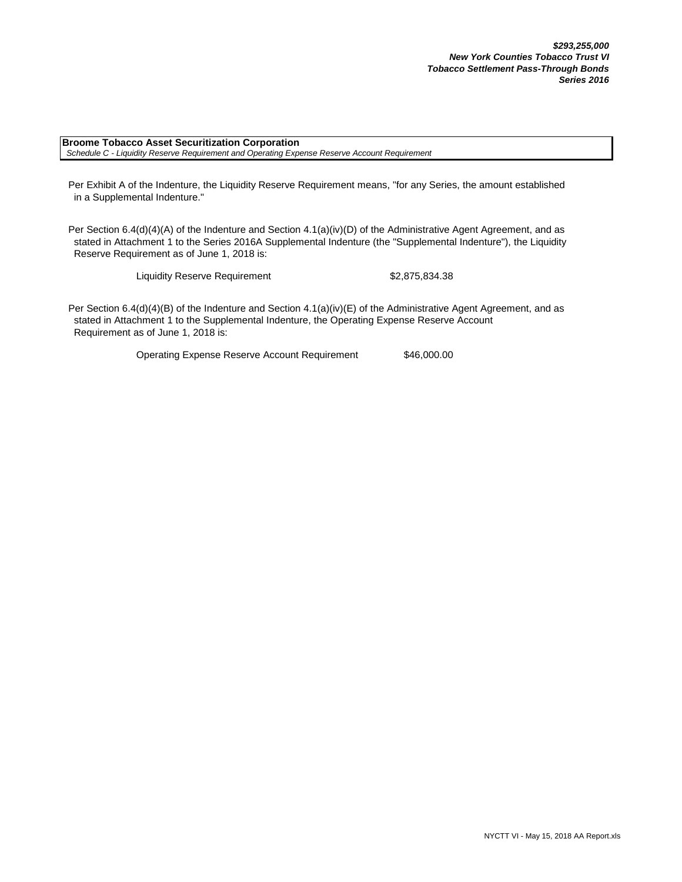***$293,255,000***
***New York Counties Tobacco Trust VI***
***Tobacco Settlement Pass-Through Bonds***
***Series 2016***

**Broome Tobacco Asset Securitization Corporation**
*Schedule C - Liquidity Reserve Requirement and Operating Expense Reserve Account Requirement*

Per Exhibit A of the Indenture, the Liquidity Reserve Requirement means, "for any Series, the amount established in a Supplemental Indenture."

Per Section 6.4(d)(4)(A) of the Indenture and Section 4.1(a)(iv)(D) of the Administrative Agent Agreement, and as stated in Attachment 1 to the Series 2016A Supplemental Indenture (the "Supplemental Indenture"), the Liquidity Reserve Requirement as of June 1, 2018 is:

| | |
|---|---|
| Liquidity Reserve Requirement | $2,875,834.38 |

Per Section 6.4(d)(4)(B) of the Indenture and Section 4.1(a)(iv)(E) of the Administrative Agent Agreement, and as stated in Attachment 1 to the Supplemental Indenture, the Operating Expense Reserve Account Requirement as of June 1, 2018 is:

| | |
|---|---|
| Operating Expense Reserve Account Requirement | $46,000.00 |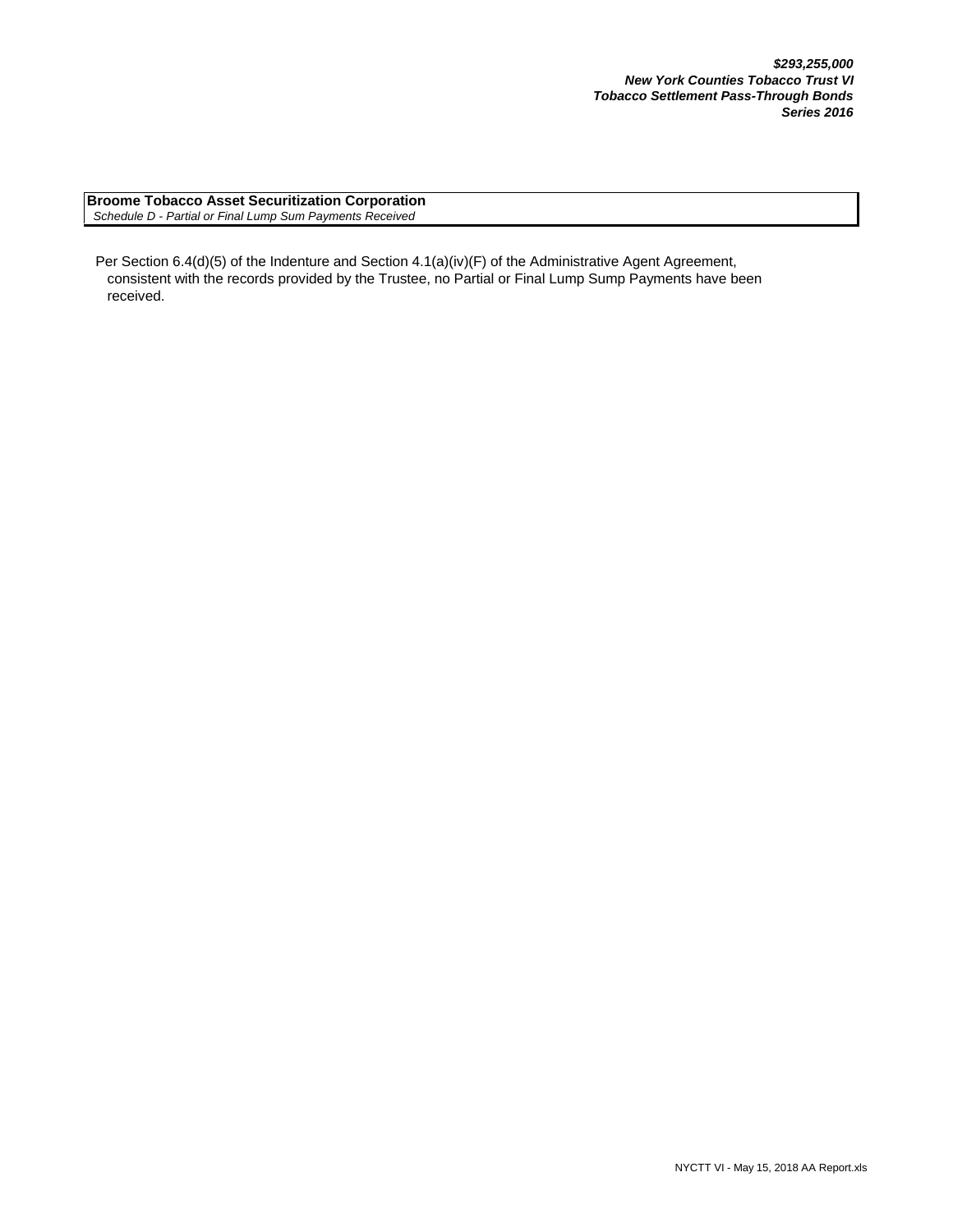***$293,255,000***
***New York Counties Tobacco Trust VI***
***Tobacco Settlement Pass-Through Bonds***
***Series 2016***

**Broome Tobacco Asset Securitization Corporation**
*Schedule D - Partial or Final Lump Sum Payments Received*

Per Section 6.4(d)(5) of the Indenture and Section 4.1(a)(iv)(F) of the Administrative Agent Agreement, consistent with the records provided by the Trustee, no Partial or Final Lump Sump Payments have been received.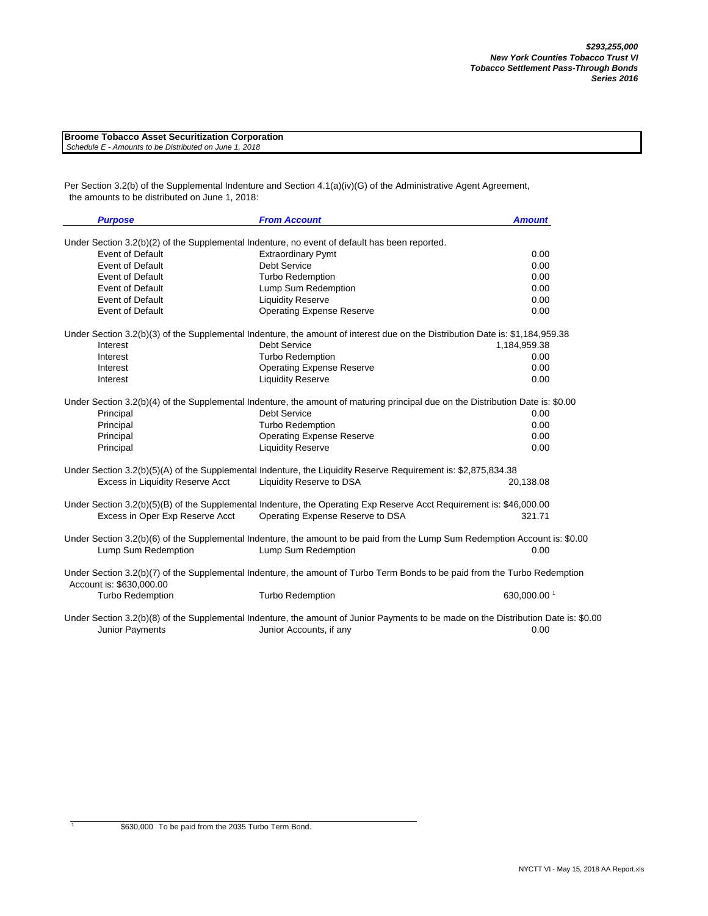***$293,255,000***
***New York Counties Tobacco Trust VI***
***Tobacco Settlement Pass-Through Bonds***
***Series 2016***

**Broome Tobacco Asset Securitization Corporation**
*Schedule E - Amounts to be Distributed on June 1, 2018*

Per Section 3.2(b) of the Supplemental Indenture and Section 4.1(a)(iv)(G) of the Administrative Agent Agreement, the amounts to be distributed on June 1, 2018:

| *Purpose* | *From Account* | *Amount* |
|---|---|---|
| Under Section 3.2(b)(2) of the Supplemental Indenture, no event of default has been reported. | | |
| Event of Default | Extraordinary Pymt | 0.00 |
| Event of Default | Debt Service | 0.00 |
| Event of Default | Turbo Redemption | 0.00 |
| Event of Default | Lump Sum Redemption | 0.00 |
| Event of Default | Liquidity Reserve | 0.00 |
| Event of Default | Operating Expense Reserve | 0.00 |
| Under Section 3.2(b)(3) of the Supplemental Indenture, the amount of interest due on the Distribution Date is: $1,184,959.38 | | |
| Interest | Debt Service | 1,184,959.38 |
| Interest | Turbo Redemption | 0.00 |
| Interest | Operating Expense Reserve | 0.00 |
| Interest | Liquidity Reserve | 0.00 |
| Under Section 3.2(b)(4) of the Supplemental Indenture, the amount of maturing principal due on the Distribution Date is: $0.00 | | |
| Principal | Debt Service | 0.00 |
| Principal | Turbo Redemption | 0.00 |
| Principal | Operating Expense Reserve | 0.00 |
| Principal | Liquidity Reserve | 0.00 |
| Under Section 3.2(b)(5)(A) of the Supplemental Indenture, the Liquidity Reserve Requirement is: $2,875,834.38 | | |
| Excess in Liquidity Reserve Acct | Liquidity Reserve to DSA | 20,138.08 |
| Under Section 3.2(b)(5)(B) of the Supplemental Indenture, the Operating Exp Reserve Acct Requirement is: $46,000.00 | | |
| Excess in Oper Exp Reserve Acct | Operating Expense Reserve to DSA | 321.71 |
| Under Section 3.2(b)(6) of the Supplemental Indenture, the amount to be paid from the Lump Sum Redemption Account is: $0.00 | | |
| Lump Sum Redemption | Lump Sum Redemption | 0.00 |
| Under Section 3.2(b)(7) of the Supplemental Indenture, the amount of Turbo Term Bonds to be paid from the Turbo Redemption Account is: $630,000.00 | | |
| Turbo Redemption | Turbo Redemption | 630,000.00 [1] |
| Under Section 3.2(b)(8) of the Supplemental Indenture, the amount of Junior Payments to be made on the Distribution Date is: $0.00 | | |
| Junior Payments | Junior Accounts, if any | 0.00 |

[1] $630,000 To be paid from the 2035 Turbo Term Bond.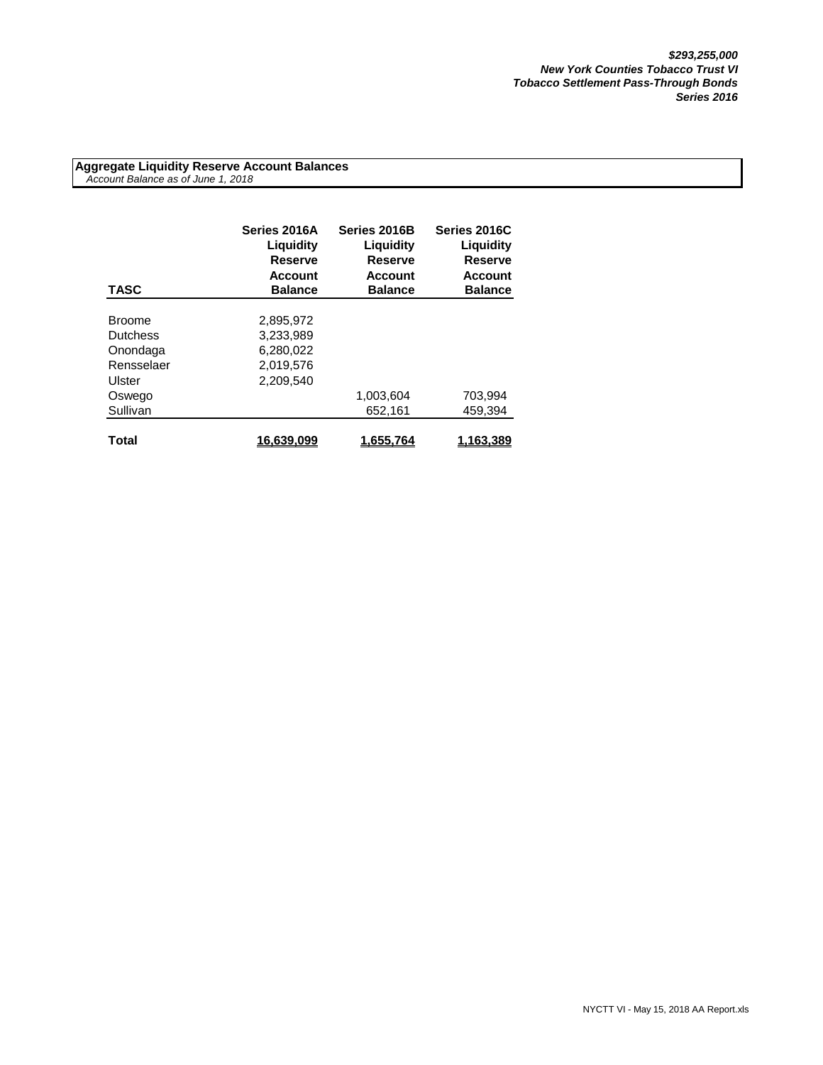***$293,255,000***
***New York Counties Tobacco Trust VI***
***Tobacco Settlement Pass-Through Bonds***
***Series 2016***

**Aggregate Liquidity Reserve Account Balances**
*Account Balance as of June 1, 2018*

| TASC | Series 2016A Liquidity Reserve Account Balance | Series 2016B Liquidity Reserve Account Balance | Series 2016C Liquidity Reserve Account Balance |
|---|---|---|---|
| Broome | 2,895,972 | | |
| Dutchess | 3,233,989 | | |
| Onondaga | 6,280,022 | | |
| Rensselaer | 2,019,576 | | |
| Ulster | 2,209,540 | | |
| Oswego | | 1,003,604 | 703,994 |
| Sullivan | | 652,161 | 459,394 |
| **Total** | **16,639,099** | **1,655,764** | **1,163,389** |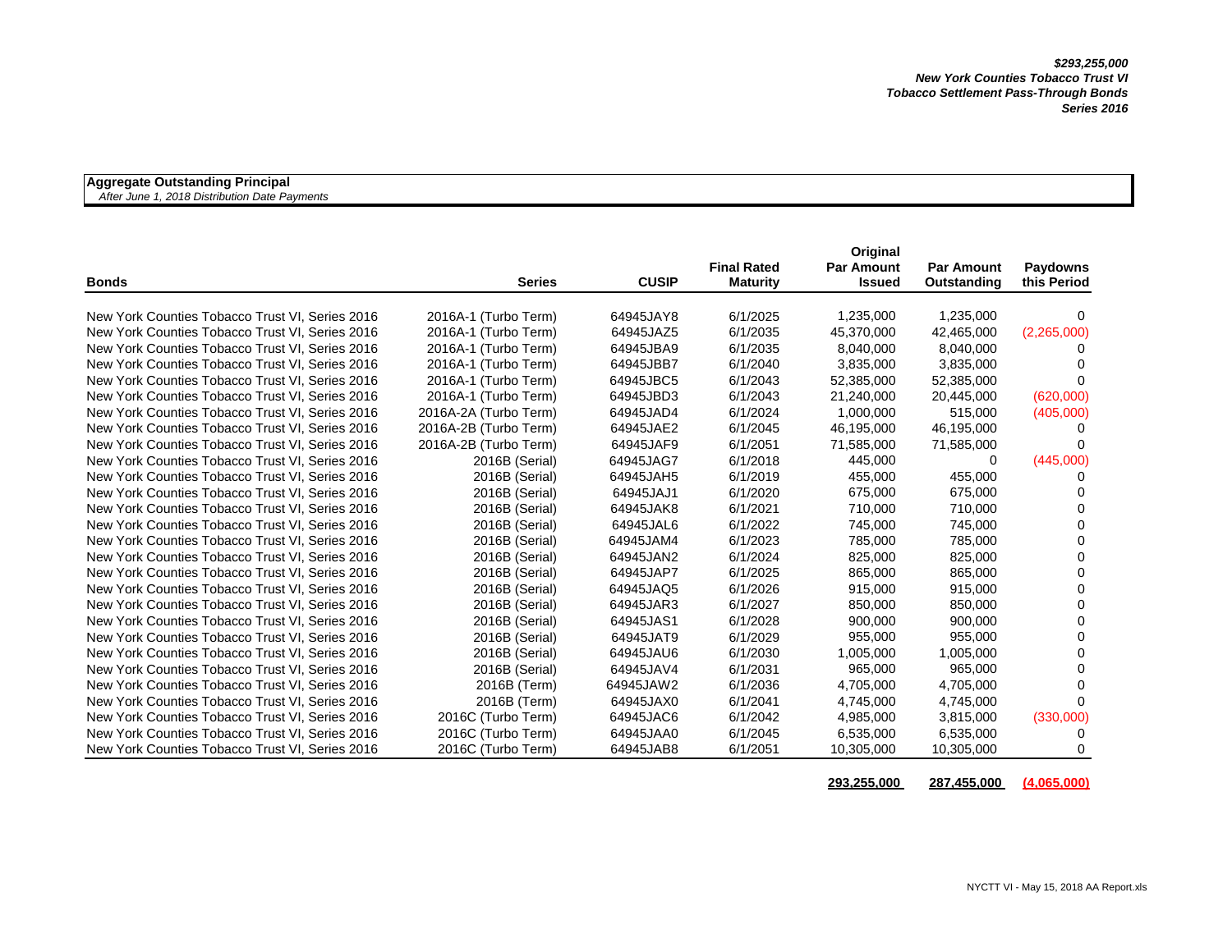***$293,255,000***
***New York Counties Tobacco Trust VI***
***Tobacco Settlement Pass-Through Bonds***
***Series 2016***

**Aggregate Outstanding Principal**
*After June 1, 2018 Distribution Date Payments*

| Bonds | Series | CUSIP | Final Rated Maturity | Original Par Amount Issued | Par Amount Outstanding | Paydowns this Period |
|---|---|---|---|---|---|---|
| New York Counties Tobacco Trust VI, Series 2016 | 2016A-1 (Turbo Term) | 64945JAY8 | 6/1/2025 | 1,235,000 | 1,235,000 | 0 |
| New York Counties Tobacco Trust VI, Series 2016 | 2016A-1 (Turbo Term) | 64945JAZ5 | 6/1/2035 | 45,370,000 | 42,465,000 | (2,265,000) |
| New York Counties Tobacco Trust VI, Series 2016 | 2016A-1 (Turbo Term) | 64945JBA9 | 6/1/2035 | 8,040,000 | 8,040,000 | 0 |
| New York Counties Tobacco Trust VI, Series 2016 | 2016A-1 (Turbo Term) | 64945JBB7 | 6/1/2040 | 3,835,000 | 3,835,000 | 0 |
| New York Counties Tobacco Trust VI, Series 2016 | 2016A-1 (Turbo Term) | 64945JBC5 | 6/1/2043 | 52,385,000 | 52,385,000 | 0 |
| New York Counties Tobacco Trust VI, Series 2016 | 2016A-1 (Turbo Term) | 64945JBD3 | 6/1/2043 | 21,240,000 | 20,445,000 | (620,000) |
| New York Counties Tobacco Trust VI, Series 2016 | 2016A-2A (Turbo Term) | 64945JAD4 | 6/1/2024 | 1,000,000 | 515,000 | (405,000) |
| New York Counties Tobacco Trust VI, Series 2016 | 2016A-2B (Turbo Term) | 64945JAE2 | 6/1/2045 | 46,195,000 | 46,195,000 | 0 |
| New York Counties Tobacco Trust VI, Series 2016 | 2016A-2B (Turbo Term) | 64945JAF9 | 6/1/2051 | 71,585,000 | 71,585,000 | 0 |
| New York Counties Tobacco Trust VI, Series 2016 | 2016B (Serial) | 64945JAG7 | 6/1/2018 | 445,000 | 0 | (445,000) |
| New York Counties Tobacco Trust VI, Series 2016 | 2016B (Serial) | 64945JAH5 | 6/1/2019 | 455,000 | 455,000 | 0 |
| New York Counties Tobacco Trust VI, Series 2016 | 2016B (Serial) | 64945JAJ1 | 6/1/2020 | 675,000 | 675,000 | 0 |
| New York Counties Tobacco Trust VI, Series 2016 | 2016B (Serial) | 64945JAK8 | 6/1/2021 | 710,000 | 710,000 | 0 |
| New York Counties Tobacco Trust VI, Series 2016 | 2016B (Serial) | 64945JAL6 | 6/1/2022 | 745,000 | 745,000 | 0 |
| New York Counties Tobacco Trust VI, Series 2016 | 2016B (Serial) | 64945JAM4 | 6/1/2023 | 785,000 | 785,000 | 0 |
| New York Counties Tobacco Trust VI, Series 2016 | 2016B (Serial) | 64945JAN2 | 6/1/2024 | 825,000 | 825,000 | 0 |
| New York Counties Tobacco Trust VI, Series 2016 | 2016B (Serial) | 64945JAP7 | 6/1/2025 | 865,000 | 865,000 | 0 |
| New York Counties Tobacco Trust VI, Series 2016 | 2016B (Serial) | 64945JAQ5 | 6/1/2026 | 915,000 | 915,000 | 0 |
| New York Counties Tobacco Trust VI, Series 2016 | 2016B (Serial) | 64945JAR3 | 6/1/2027 | 850,000 | 850,000 | 0 |
| New York Counties Tobacco Trust VI, Series 2016 | 2016B (Serial) | 64945JAS1 | 6/1/2028 | 900,000 | 900,000 | 0 |
| New York Counties Tobacco Trust VI, Series 2016 | 2016B (Serial) | 64945JAT9 | 6/1/2029 | 955,000 | 955,000 | 0 |
| New York Counties Tobacco Trust VI, Series 2016 | 2016B (Serial) | 64945JAU6 | 6/1/2030 | 1,005,000 | 1,005,000 | 0 |
| New York Counties Tobacco Trust VI, Series 2016 | 2016B (Serial) | 64945JAV4 | 6/1/2031 | 965,000 | 965,000 | 0 |
| New York Counties Tobacco Trust VI, Series 2016 | 2016B (Term) | 64945JAW2 | 6/1/2036 | 4,705,000 | 4,705,000 | 0 |
| New York Counties Tobacco Trust VI, Series 2016 | 2016B (Term) | 64945JAX0 | 6/1/2041 | 4,745,000 | 4,745,000 | 0 |
| New York Counties Tobacco Trust VI, Series 2016 | 2016C (Turbo Term) | 64945JAC6 | 6/1/2042 | 4,985,000 | 3,815,000 | (330,000) |
| New York Counties Tobacco Trust VI, Series 2016 | 2016C (Turbo Term) | 64945JAA0 | 6/1/2045 | 6,535,000 | 6,535,000 | 0 |
| New York Counties Tobacco Trust VI, Series 2016 | 2016C (Turbo Term) | 64945JAB8 | 6/1/2051 | 10,305,000 | 10,305,000 | 0 |
| | | | | **293,255,000** | **287,455,000** | **(4,065,000)** |

NYCTT VI - May 15, 2018 AA Report.xls